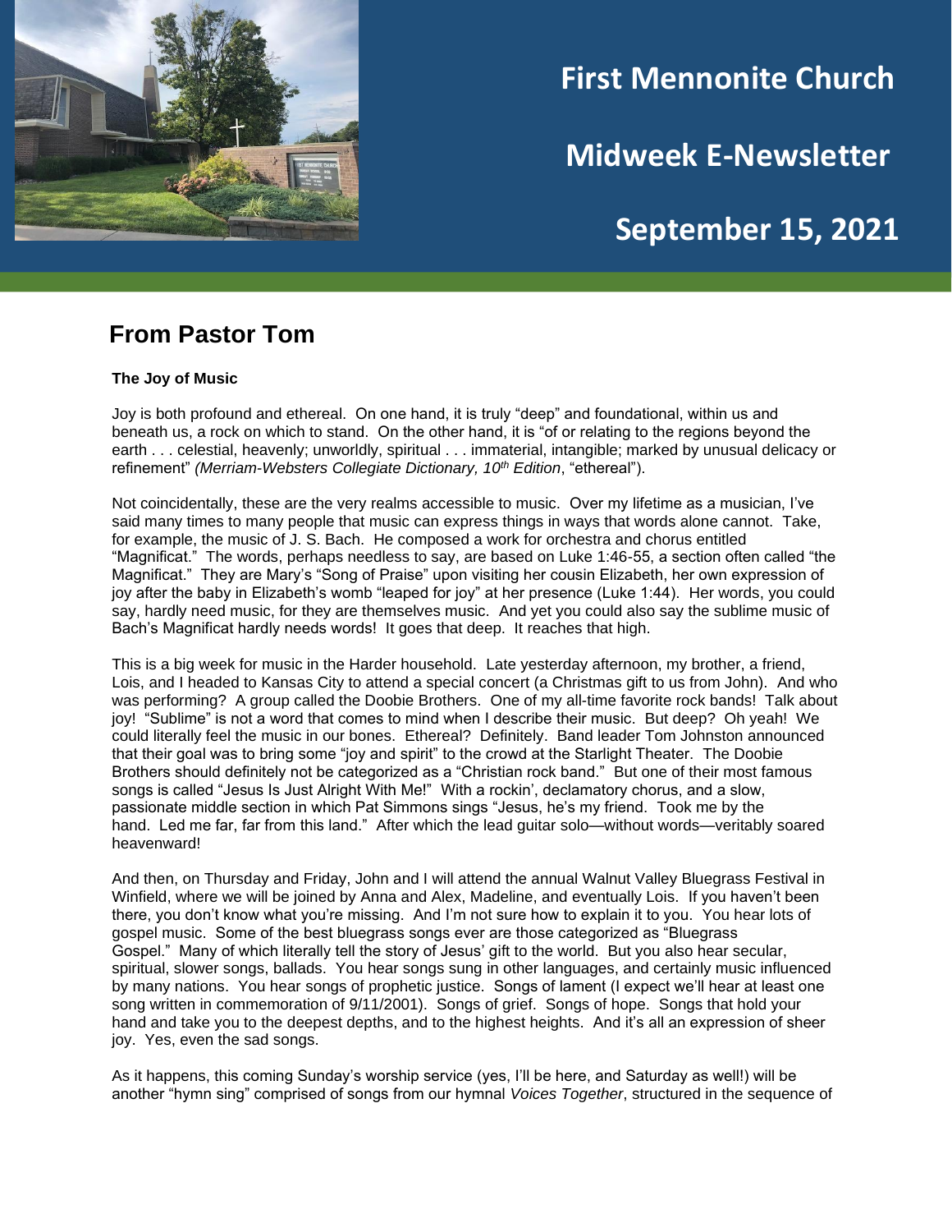# First Mennonite Church

# Midweek E-Newsletter

# September 15, 2021

## From Pastor Tom

**The Joy of Music**

Joy is both profound and ethereal. On one hand, it is truly "deep" and foundational, within us and beneath us, a rock on which to stand. On the other hand, it is "of or relating to the regions beyond the earth . . . celestial, heavenly; unworldly, spiritual . . . immaterial, intangible; marked by unusual delicacy or refinement" *(Merriam-Websters Collegiate Dictionary, 10th Edition*, "ethereal").

Not coincidentally, these are the very realms accessible to music. Over my lifetime as a musician, I've said many times to many people that music can express things in ways that words alone cannot. Take, for example, the music of J. S. Bach. He composed a work for orchestra and chorus entitled "Magnificat." The words, perhaps needless to say, are based on Luke 1:46-55, a section often called "the Magnificat." They are Mary's "Song of Praise" upon visiting her cousin Elizabeth, her own expression of joy after the baby in Elizabeth's womb "leaped for joy" at her presence (Luke 1:44). Her words, you could say, hardly need music, for they are themselves music. And yet you could also say the sublime music of Bach's Magnificat hardly needs words! It goes that deep. It reaches that high.

This is a big week for music in the Harder household. Late yesterday afternoon, my brother, a friend, Lois, and I headed to Kansas City to attend a special concert (a Christmas gift to us from John). And who was performing? A group called the Doobie Brothers. One of my all-time favorite rock bands! Talk about joy! "Sublime" is not a word that comes to mind when I describe their music. But deep? Oh yeah! We could literally feel the music in our bones. Ethereal? Definitely. Band leader Tom Johnston announced that their goal was to bring some "joy and spirit" to the crowd at the Starlight Theater. The Doobie Brothers should definitely not be categorized as a "Christian rock band." But one of their most famous songs is called "Jesus Is Just Alright With Me!" With a rockin', declamatory chorus, and a slow, passionate middle section in which Pat Simmons sings "Jesus, he's my friend. Took me by the hand. Led me far, far from this land." After which the lead guitar solo—without words—veritably soared heavenward!

And then, on Thursday and Friday, John and I will attend the annual Walnut Valley Bluegrass Festival in Winfield, where we will be joined by Anna and Alex, Madeline, and eventually Lois. If you haven't been there, you don't know what you're missing. And I'm not sure how to explain it to you. You hear lots of gospel music. Some of the best bluegrass songs ever are those categorized as "Bluegrass Gospel." Many of which literally tell the story of Jesus' gift to the world. But you also hear secular, spiritual, slower songs, ballads. You hear songs sung in other languages, and certainly music influenced by many nations. You hear songs of prophetic justice. Songs of lament (I expect we'll hear at least one song written in commemoration of 9/11/2001). Songs of grief. Songs of hope. Songs that hold your hand and take you to the deepest depths, and to the highest heights. And it's all an expression of sheer joy. Yes, even the sad songs.

As it happens, this coming Sunday's worship service (yes, I'll be here, and Saturday as well!) will be another "hymn sing" comprised of songs from our hymnal *Voices Together*, structured in the sequence of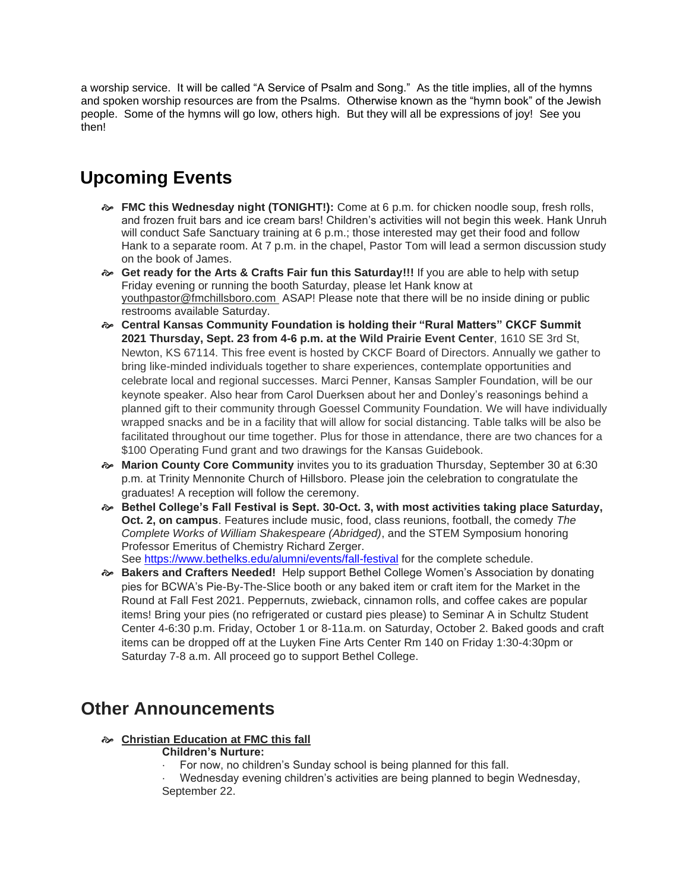a worship service. It will be called "A Service of Psalm and Song." As the title implies, all of the hymns and spoken worship resources are from the Psalms. Otherwise known as the "hymn book" of the Jewish people. Some of the hymns will go low, others high. But they will all be expressions of joy! See you then!

## Upcoming Events

- **FMC this Wednesday night (TONIGHT!):** Come at 6 p.m. for chicken noodle soup, fresh rolls, and frozen fruit bars and ice cream bars! Children's activities will not begin this week. Hank Unruh will conduct Safe Sanctuary training at 6 p.m.; those interested may get their food and follow Hank to a separate room. At 7 p.m. in the chapel, Pastor Tom will lead a sermon discussion study on the book of James.
- **Get ready for the Arts & Crafts Fair fun this Saturday!!!** If you are able to help with setup Friday evening or running the booth Saturday, please let Hank know at youthpastor@fmchillsboro.com ASAP! Please note that there will be no inside dining or public restrooms available Saturday.
- **Central Kansas Community Foundation is holding their "Rural Matters" CKCF Summit 2021 Thursday, Sept. 23 from 4-6 p.m. at the Wild Prairie Event Center**, 1610 SE 3rd St, Newton, KS 67114. This free event is hosted by CKCF Board of Directors. Annually we gather to bring like-minded individuals together to share experiences, contemplate opportunities and celebrate local and regional successes. Marci Penner, Kansas Sampler Foundation, will be our keynote speaker. Also hear from Carol Duerksen about her and Donley's reasonings behind a planned gift to their community through Goessel Community Foundation. We will have individually wrapped snacks and be in a facility that will allow for social distancing. Table talks will be also be facilitated throughout our time together. Plus for those in attendance, there are two chances for a $100 Operating Fund grant and two drawings for the Kansas Guidebook.
- **Marion County Core Community** invites you to its graduation Thursday, September 30 at 6:30 p.m. at Trinity Mennonite Church of Hillsboro. Please join the celebration to congratulate the graduates! A reception will follow the ceremony.
- **Bethel College's Fall Festival is Sept. 30-Oct. 3, with most activities taking place Saturday, Oct. 2, on campus**. Features include music, food, class reunions, football, the comedy *The Complete Works of William Shakespeare (Abridged)*, and the STEM Symposium honoring Professor Emeritus of Chemistry Richard Zerger.
  See https://www.bethelks.edu/alumni/events/fall-festival for the complete schedule.
- **Bakers and Crafters Needed!** Help support Bethel College Women's Association by donating pies for BCWA's Pie-By-The-Slice booth or any baked item or craft item for the Market in the Round at Fall Fest 2021. Peppernuts, zwieback, cinnamon rolls, and coffee cakes are popular items! Bring your pies (no refrigerated or custard pies please) to Seminar A in Schultz Student Center 4-6:30 p.m. Friday, October 1 or 8-11a.m. on Saturday, October 2. Baked goods and craft items can be dropped off at the Luyken Fine Arts Center Rm 140 on Friday 1:30-4:30pm or Saturday 7-8 a.m. All proceed go to support Bethel College.

## Other Announcements

- **Christian Education at FMC this fall**

  **Children's Nurture:**
  - For now, no children's Sunday school is being planned for this fall.
  - Wednesday evening children's activities are being planned to begin Wednesday, September 22.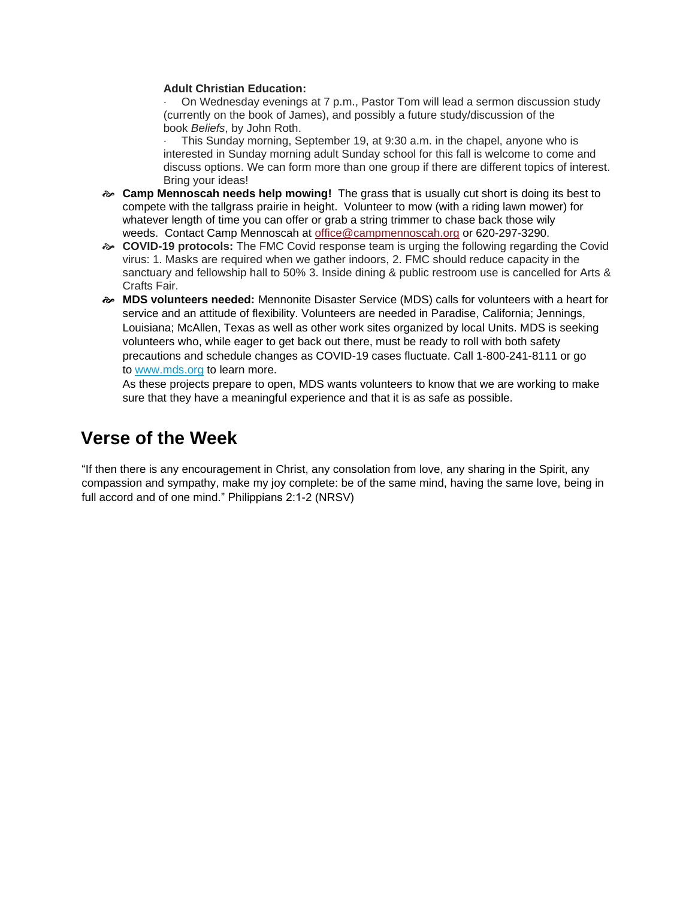**Adult Christian Education:**

· On Wednesday evenings at 7 p.m., Pastor Tom will lead a sermon discussion study (currently on the book of James), and possibly a future study/discussion of the book *Beliefs*, by John Roth.

· This Sunday morning, September 19, at 9:30 a.m. in the chapel, anyone who is interested in Sunday morning adult Sunday school for this fall is welcome to come and discuss options. We can form more than one group if there are different topics of interest. Bring your ideas!

- **Camp Mennoscah needs help mowing!** The grass that is usually cut short is doing its best to compete with the tallgrass prairie in height. Volunteer to mow (with a riding lawn mower) for whatever length of time you can offer or grab a string trimmer to chase back those wily weeds. Contact Camp Mennoscah at office@campmennoscah.org or 620-297-3290.
- **COVID-19 protocols:** The FMC Covid response team is urging the following regarding the Covid virus: 1. Masks are required when we gather indoors, 2. FMC should reduce capacity in the sanctuary and fellowship hall to 50% 3. Inside dining & public restroom use is cancelled for Arts & Crafts Fair.
- **MDS volunteers needed:** Mennonite Disaster Service (MDS) calls for volunteers with a heart for service and an attitude of flexibility. Volunteers are needed in Paradise, California; Jennings, Louisiana; McAllen, Texas as well as other work sites organized by local Units. MDS is seeking volunteers who, while eager to get back out there, must be ready to roll with both safety precautions and schedule changes as COVID-19 cases fluctuate. Call 1-800-241-8111 or go to www.mds.org to learn more.

  As these projects prepare to open, MDS wants volunteers to know that we are working to make sure that they have a meaningful experience and that it is as safe as possible.

## Verse of the Week

"If then there is any encouragement in Christ, any consolation from love, any sharing in the Spirit, any compassion and sympathy, make my joy complete: be of the same mind, having the same love, being in full accord and of one mind." Philippians 2:1-2 (NRSV)